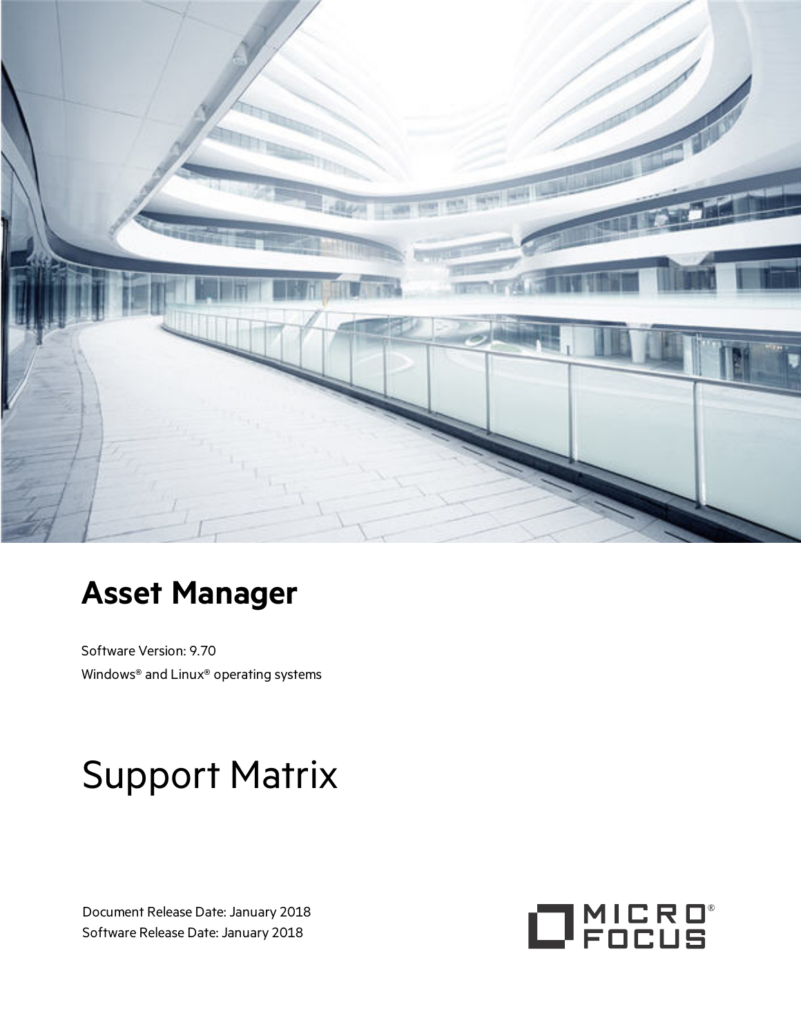# Asset Manager

Software Version: 9.70

Windows® and Linux® operating systems

# Support Matrix

Document Release Date: January 2018

Software Release Date: January 2018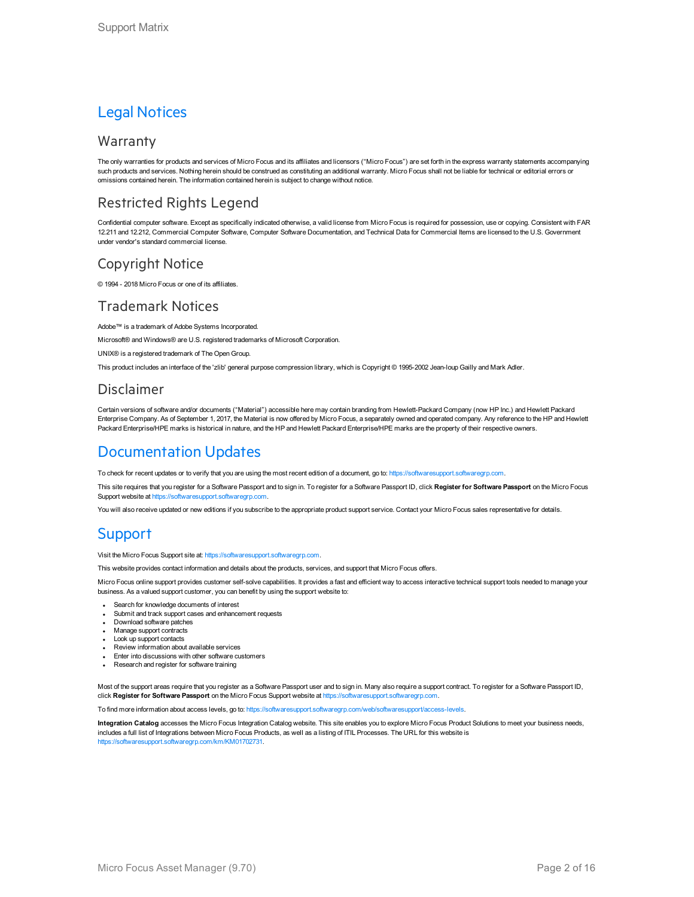# Legal Notices

## Warranty

The only warranties for products and services of Micro Focus and its affiliates and licensors ("Micro Focus") are set forth in the express warranty statements accompanying such products and services. Nothing herein should be construed as constituting an additional warranty. Micro Focus shall not be liable for technical or editorial errors or omissions contained herein. The information contained herein is subject to change without notice.

## Restricted Rights Legend

Confidential computer software. Except as specifically indicated otherwise, a valid license from Micro Focus is required for possession, use or copying. Consistent with FAR 12.211 and 12.212, Commercial Computer Software, Computer Software Documentation, and Technical Data for Commercial Items are licensed to the U.S. Government under vendor's standard commercial license.

## Copyright Notice

© 1994 - 2018 Micro Focus or one of its affiliates.

## Trademark Notices

Adobe™ is a trademark of Adobe Systems Incorporated.

Microsoft® and Windows® are U.S. registered trademarks of Microsoft Corporation.

UNIX® is a registered trademark of The Open Group.

This product includes an interface of the 'zlib' general purpose compression library, which is Copyright © 1995-2002 Jean-loup Gailly and Mark Adler.

## Disclaimer

Certain versions of software and/or documents ("Material") accessible here may contain branding from Hewlett-Packard Company (now HP Inc.) and Hewlett Packard Enterprise Company. As of September 1, 2017, the Material is now offered by Micro Focus, a separately owned and operated company. Any reference to the HP and Hewlett Packard Enterprise/HPE marks is historical in nature, and the HP and Hewlett Packard Enterprise/HPE marks are the property of their respective owners.

# Documentation Updates

To check for recent updates or to verify that you are using the most recent edition of a document, go to: https://softwaresupport.softwaregrp.com.

This site requires that you register for a Software Passport and to sign in. To register for a Software Passport ID, click **Register for Software Passport** on the Micro Focus Support website at https://softwaresupport.softwaregrp.com.

You will also receive updated or new editions if you subscribe to the appropriate product support service. Contact your Micro Focus sales representative for details.

# Support

Visit the Micro Focus Support site at: https://softwaresupport.softwaregrp.com.

This website provides contact information and details about the products, services, and support that Micro Focus offers.

Micro Focus online support provides customer self-solve capabilities. It provides a fast and efficient way to access interactive technical support tools needed to manage your business. As a valued support customer, you can benefit by using the support website to:

- Search for knowledge documents of interest
- Submit and track support cases and enhancement requests
- Download software patches
- Manage support contracts
- Look up support contacts
- Review information about available services
- Enter into discussions with other software customers
- Research and register for software training

Most of the support areas require that you register as a Software Passport user and to sign in. Many also require a support contract. To register for a Software Passport ID, click **Register for Software Passport** on the Micro Focus Support website at https://softwaresupport.softwaregrp.com.

To find more information about access levels, go to: https://softwaresupport.softwaregrp.com/web/softwaresupport/access-levels.

**Integration Catalog** accesses the Micro Focus Integration Catalog website. This site enables you to explore Micro Focus Product Solutions to meet your business needs, includes a full list of Integrations between Micro Focus Products, as well as a listing of ITIL Processes. The URL for this website is https://softwaresupport.softwaregrp.com/km/KM01702731.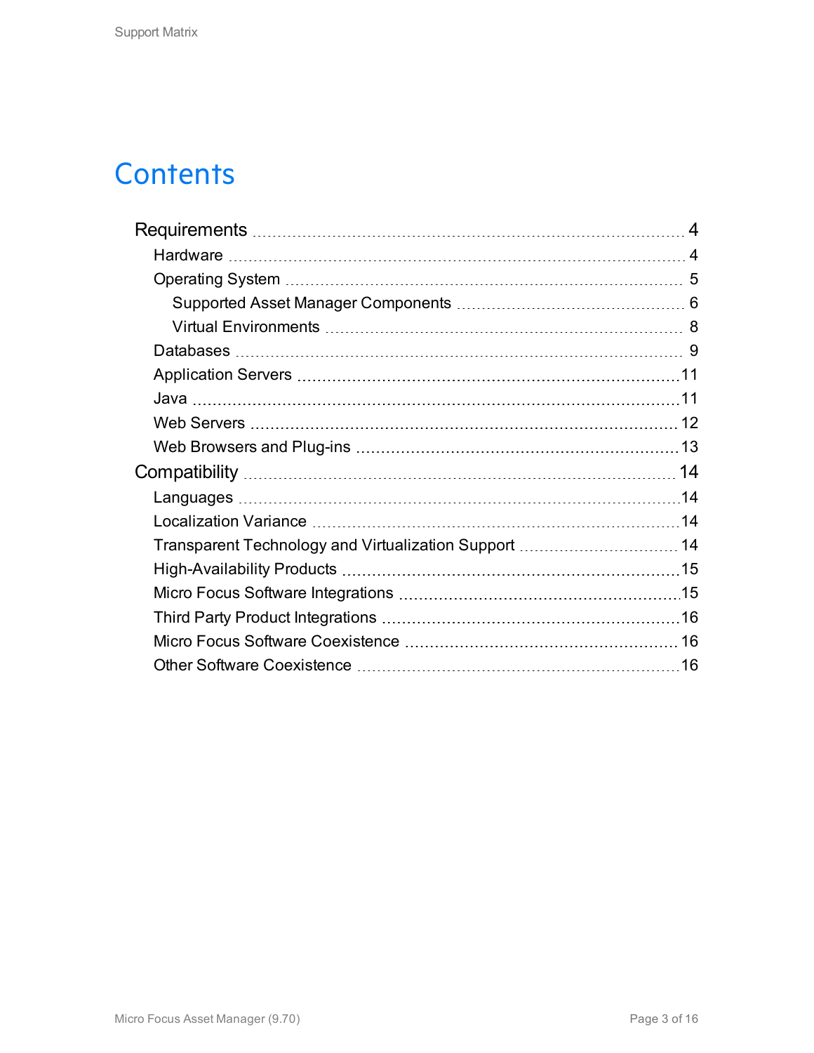# Contents

- Requirements ... 4
  - Hardware ... 4
  - Operating System ... 5
    - Supported Asset Manager Components ... 6
    - Virtual Environments ... 8
  - Databases ... 9
  - Application Servers ... 11
  - Java ... 11
  - Web Servers ... 12
  - Web Browsers and Plug-ins ... 13
- Compatibility ... 14
  - Languages ... 14
  - Localization Variance ... 14
  - Transparent Technology and Virtualization Support ... 14
  - High-Availability Products ... 15
  - Micro Focus Software Integrations ... 15
  - Third Party Product Integrations ... 16
  - Micro Focus Software Coexistence ... 16
  - Other Software Coexistence ... 16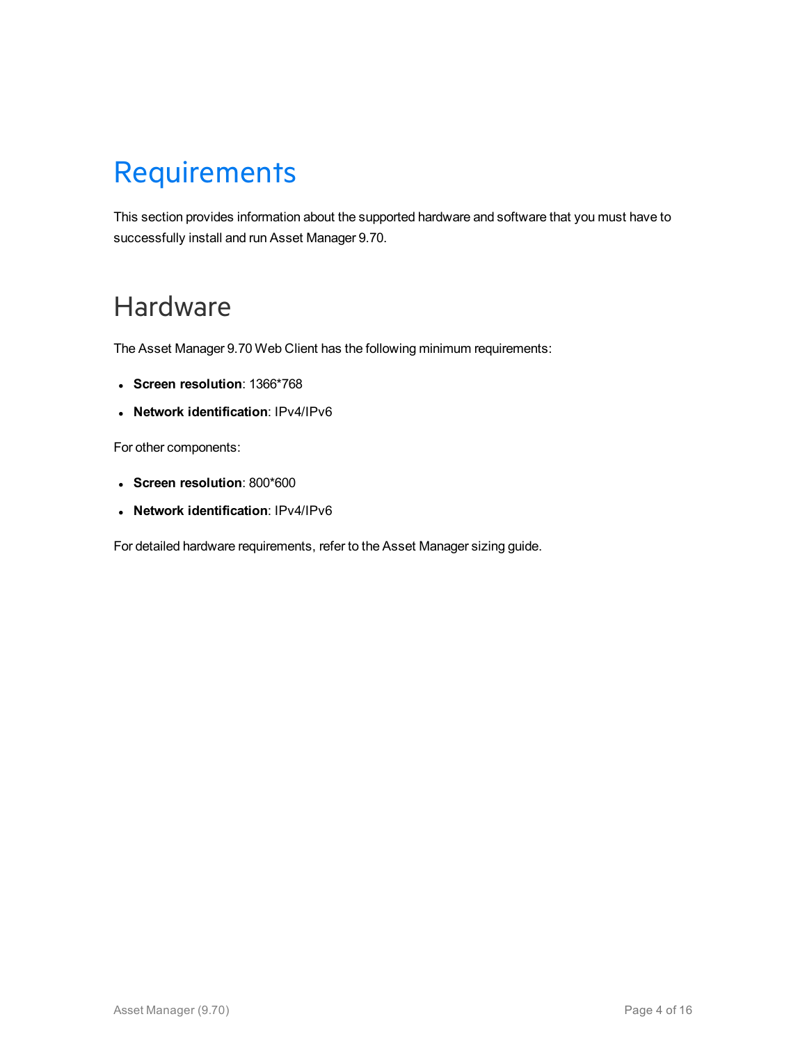# Requirements

This section provides information about the supported hardware and software that you must have to successfully install and run Asset Manager 9.70.

## Hardware

The Asset Manager 9.70 Web Client has the following minimum requirements:

- **Screen resolution**: 1366*768
- **Network identification**: IPv4/IPv6

For other components:

- **Screen resolution**: 800*600
- **Network identification**: IPv4/IPv6

For detailed hardware requirements, refer to the Asset Manager sizing guide.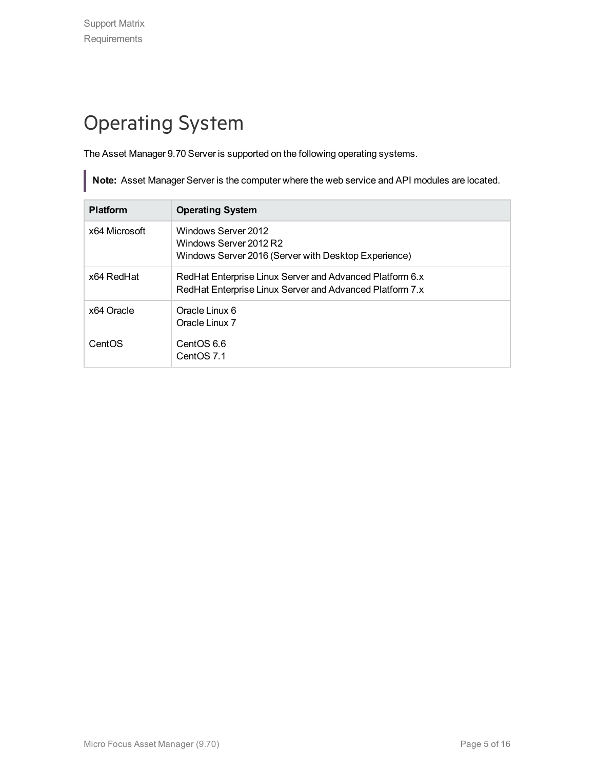# Operating System

The Asset Manager 9.70 Server is supported on the following operating systems.

> **Note:** Asset Manager Server is the computer where the web service and API modules are located.

| Platform | Operating System |
|---|---|
| x64 Microsoft | Windows Server 2012<br>Windows Server 2012 R2<br>Windows Server 2016 (Server with Desktop Experience) |
| x64 RedHat | RedHat Enterprise Linux Server and Advanced Platform 6.x<br>RedHat Enterprise Linux Server and Advanced Platform 7.x |
| x64 Oracle | Oracle Linux 6<br>Oracle Linux 7 |
| CentOS | CentOS 6.6<br>CentOS 7.1 |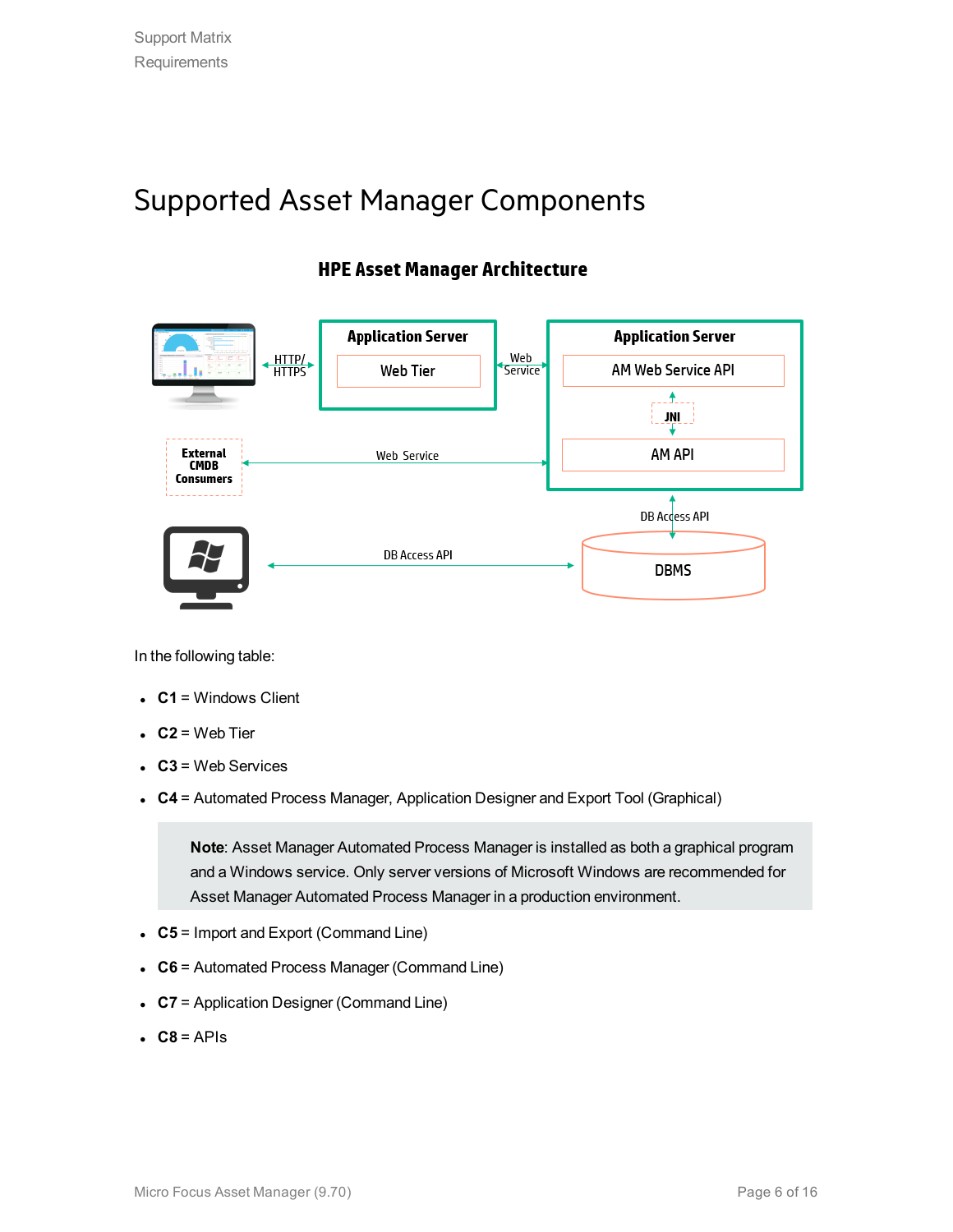# Supported Asset Manager Components

**HPE Asset Manager Architecture**

In the following table:

- **C1** = Windows Client
- **C2** = Web Tier
- **C3** = Web Services
- **C4** = Automated Process Manager, Application Designer and Export Tool (Graphical)

> **Note**: Asset Manager Automated Process Manager is installed as both a graphical program and a Windows service. Only server versions of Microsoft Windows are recommended for Asset Manager Automated Process Manager in a production environment.

- **C5** = Import and Export (Command Line)
- **C6** = Automated Process Manager (Command Line)
- **C7** = Application Designer (Command Line)
- **C8** = APIs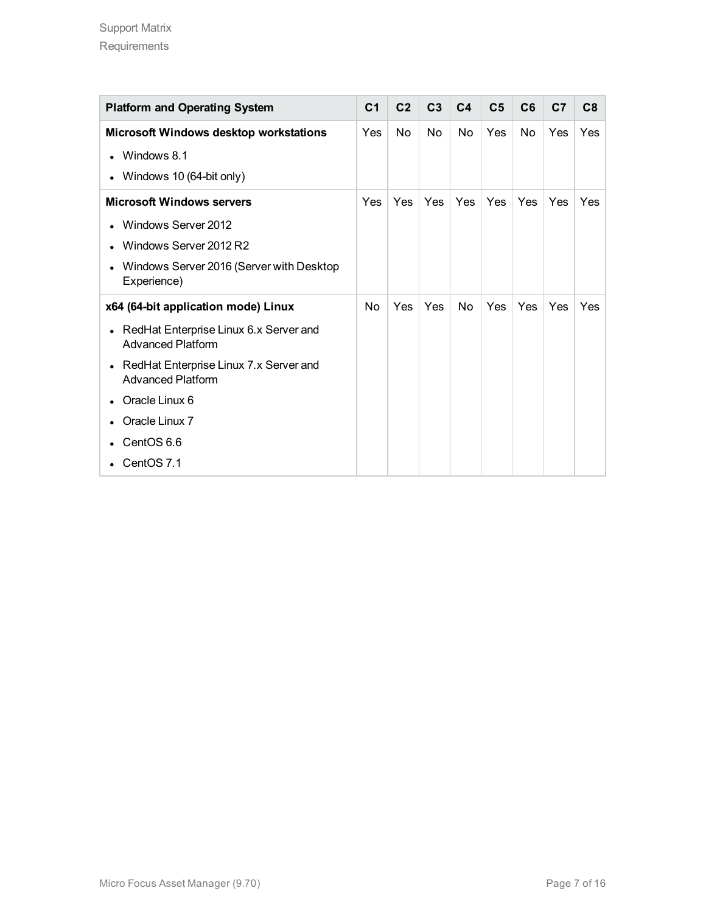| Platform and Operating System | C1 | C2 | C3 | C4 | C5 | C6 | C7 | C8 |
|---|---|---|---|---|---|---|---|---|
| **Microsoft Windows desktop workstations**<br>• Windows 8.1<br>• Windows 10 (64-bit only) | Yes | No | No | No | Yes | No | Yes | Yes |
| **Microsoft Windows servers**<br>• Windows Server 2012<br>• Windows Server 2012 R2<br>• Windows Server 2016 (Server with Desktop Experience) | Yes | Yes | Yes | Yes | Yes | Yes | Yes | Yes |
| **x64 (64-bit application mode) Linux**<br>• RedHat Enterprise Linux 6.x Server and Advanced Platform<br>• RedHat Enterprise Linux 7.x Server and Advanced Platform<br>• Oracle Linux 6<br>• Oracle Linux 7<br>• CentOS 6.6<br>• CentOS 7.1 | No | Yes | Yes | No | Yes | Yes | Yes | Yes |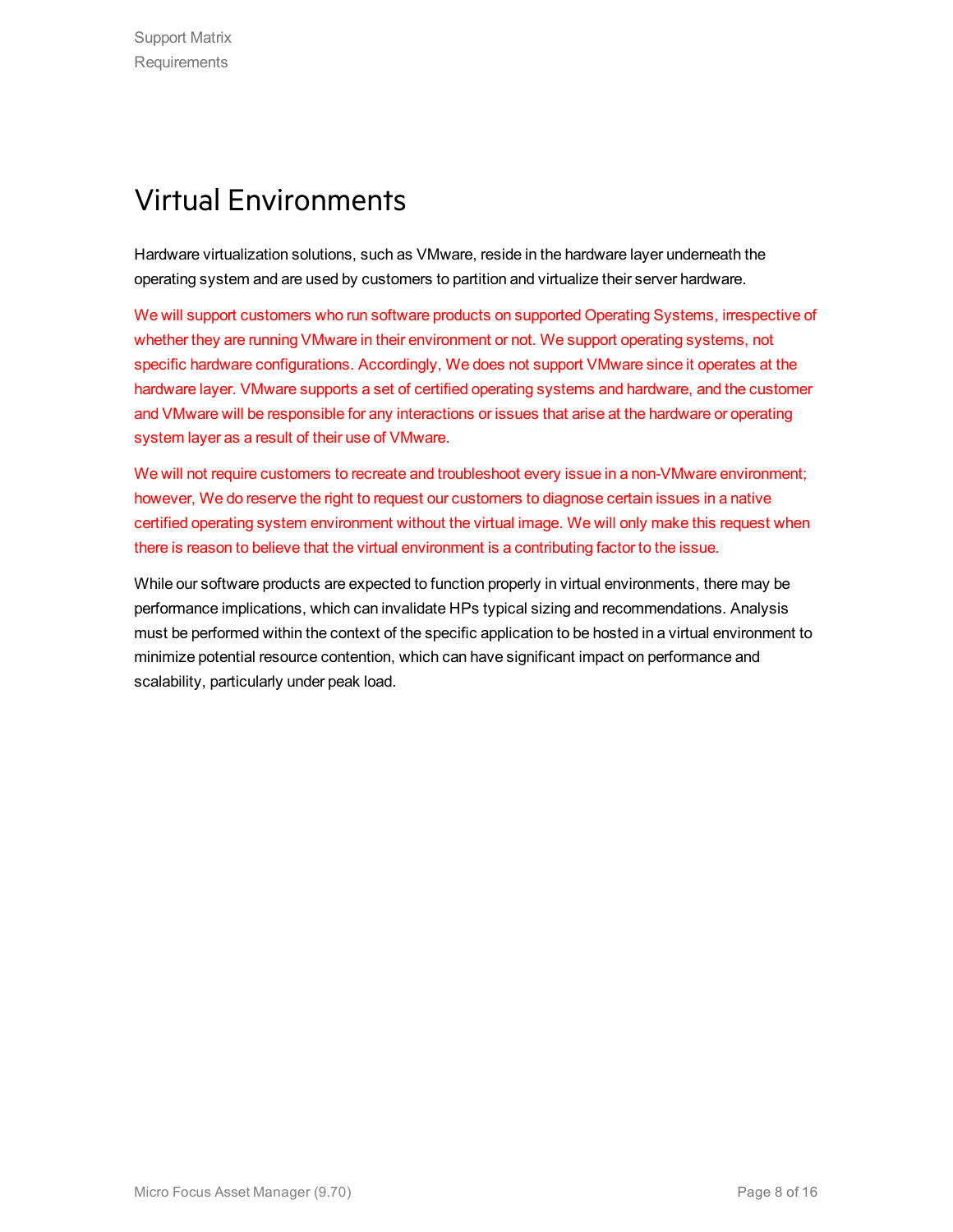# Virtual Environments

Hardware virtualization solutions, such as VMware, reside in the hardware layer underneath the operating system and are used by customers to partition and virtualize their server hardware.

We will support customers who run software products on supported Operating Systems, irrespective of whether they are running VMware in their environment or not. We support operating systems, not specific hardware configurations. Accordingly, We does not support VMware since it operates at the hardware layer. VMware supports a set of certified operating systems and hardware, and the customer and VMware will be responsible for any interactions or issues that arise at the hardware or operating system layer as a result of their use of VMware.

We will not require customers to recreate and troubleshoot every issue in a non-VMware environment; however, We do reserve the right to request our customers to diagnose certain issues in a native certified operating system environment without the virtual image. We will only make this request when there is reason to believe that the virtual environment is a contributing factor to the issue.

While our software products are expected to function properly in virtual environments, there may be performance implications, which can invalidate HPs typical sizing and recommendations. Analysis must be performed within the context of the specific application to be hosted in a virtual environment to minimize potential resource contention, which can have significant impact on performance and scalability, particularly under peak load.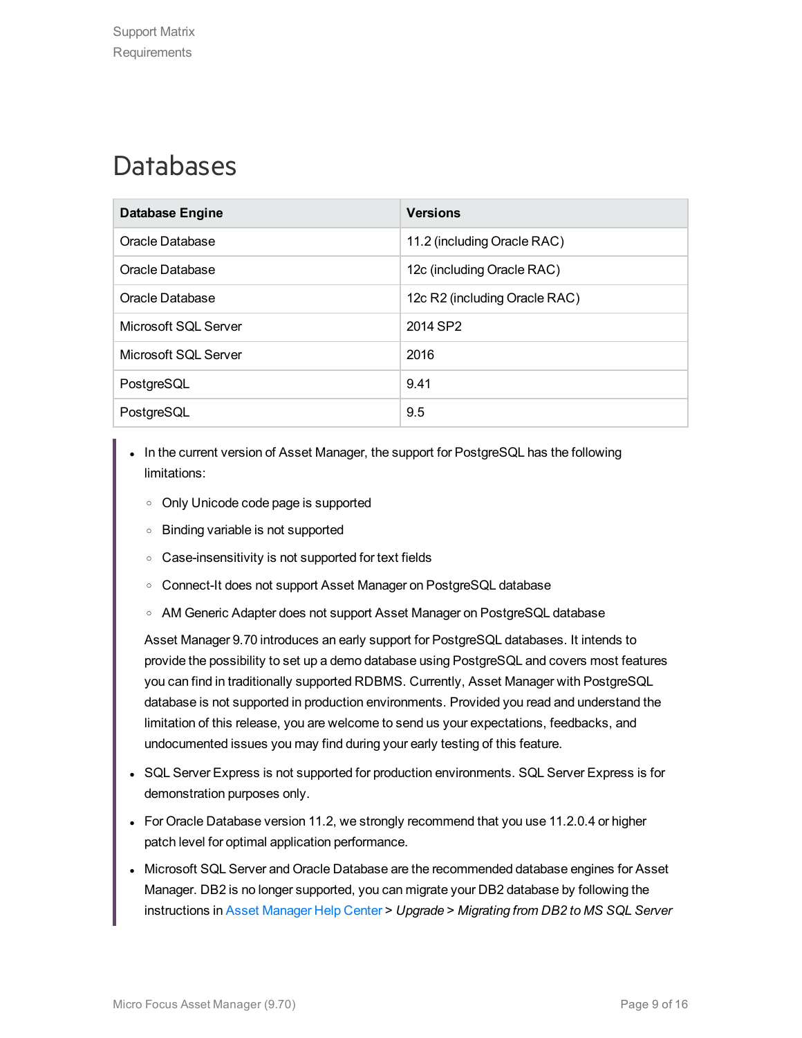# Databases

| Database Engine | Versions |
| --- | --- |
| Oracle Database | 11.2 (including Oracle RAC) |
| Oracle Database | 12c (including Oracle RAC) |
| Oracle Database | 12c R2 (including Oracle RAC) |
| Microsoft SQL Server | 2014 SP2 |
| Microsoft SQL Server | 2016 |
| PostgreSQL | 9.41 |
| PostgreSQL | 9.5 |

- In the current version of Asset Manager, the support for PostgreSQL has the following limitations:
    - Only Unicode code page is supported
    - Binding variable is not supported
    - Case-insensitivity is not supported for text fields
    - Connect-It does not support Asset Manager on PostgreSQL database
    - AM Generic Adapter does not support Asset Manager on PostgreSQL database

  Asset Manager 9.70 introduces an early support for PostgreSQL databases. It intends to provide the possibility to set up a demo database using PostgreSQL and covers most features you can find in traditionally supported RDBMS. Currently, Asset Manager with PostgreSQL database is not supported in production environments. Provided you read and understand the limitation of this release, you are welcome to send us your expectations, feedbacks, and undocumented issues you may find during your early testing of this feature.

- SQL Server Express is not supported for production environments. SQL Server Express is for demonstration purposes only.
- For Oracle Database version 11.2, we strongly recommend that you use 11.2.0.4 or higher patch level for optimal application performance.
- Microsoft SQL Server and Oracle Database are the recommended database engines for Asset Manager. DB2 is no longer supported, you can migrate your DB2 database by following the instructions in Asset Manager Help Center > *Upgrade* > *Migrating from DB2 to MS SQL Server*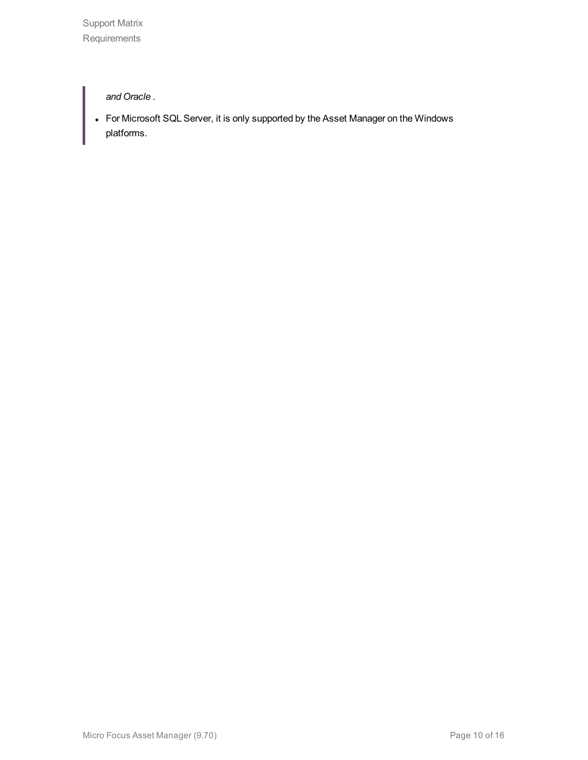*and Oracle* .

- For Microsoft SQL Server, it is only supported by the Asset Manager on the Windows platforms.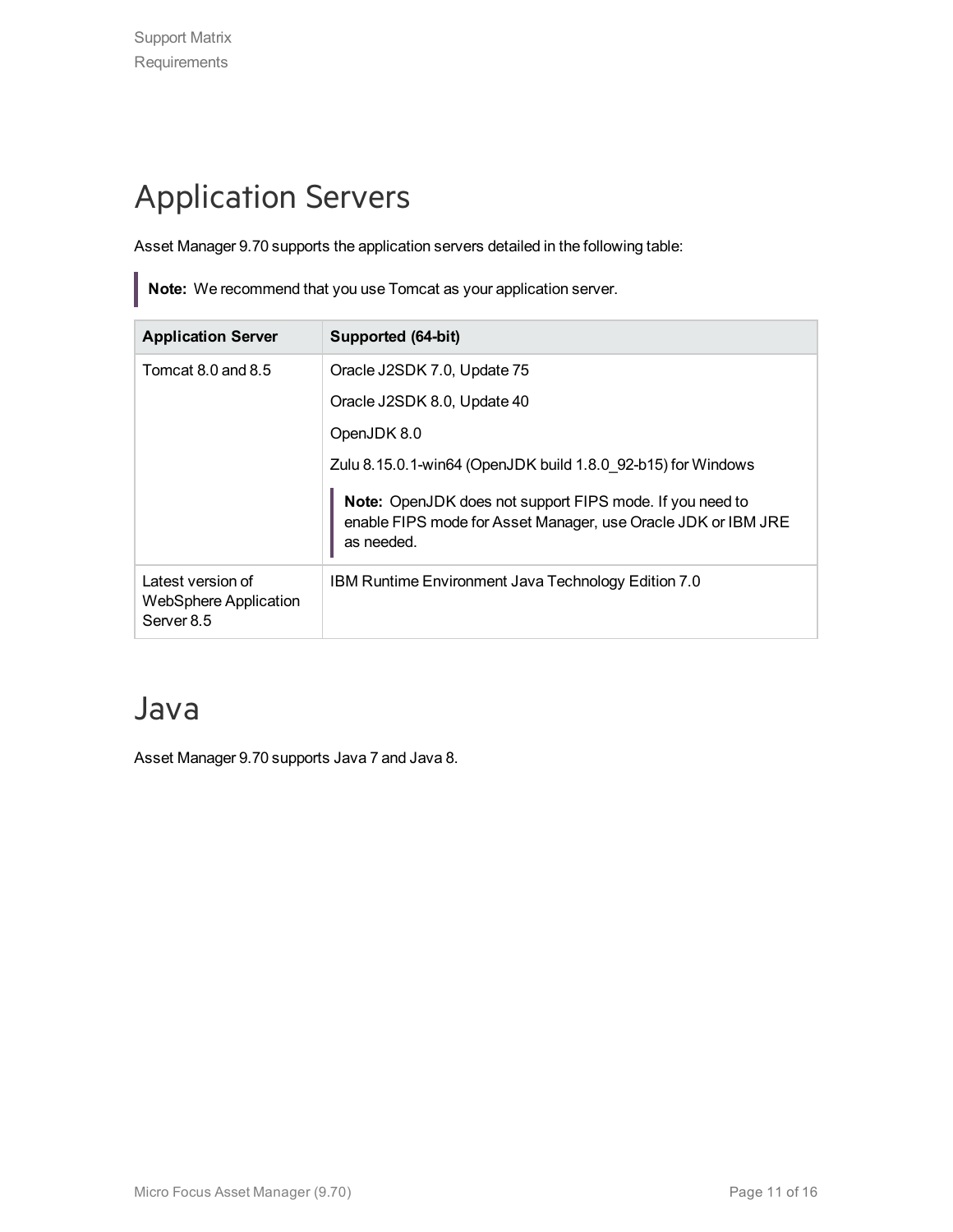# Application Servers

Asset Manager 9.70 supports the application servers detailed in the following table:

> **Note:** We recommend that you use Tomcat as your application server.

| Application Server | Supported (64-bit) |
| --- | --- |
| Tomcat 8.0 and 8.5 | Oracle J2SDK 7.0, Update 75<br>Oracle J2SDK 8.0, Update 40<br>OpenJDK 8.0<br>Zulu 8.15.0.1-win64 (OpenJDK build 1.8.0_92-b15) for Windows<br>**Note:** OpenJDK does not support FIPS mode. If you need to enable FIPS mode for Asset Manager, use Oracle JDK or IBM JRE as needed. |
| Latest version of WebSphere Application Server 8.5 | IBM Runtime Environment Java Technology Edition 7.0 |

# Java

Asset Manager 9.70 supports Java 7 and Java 8.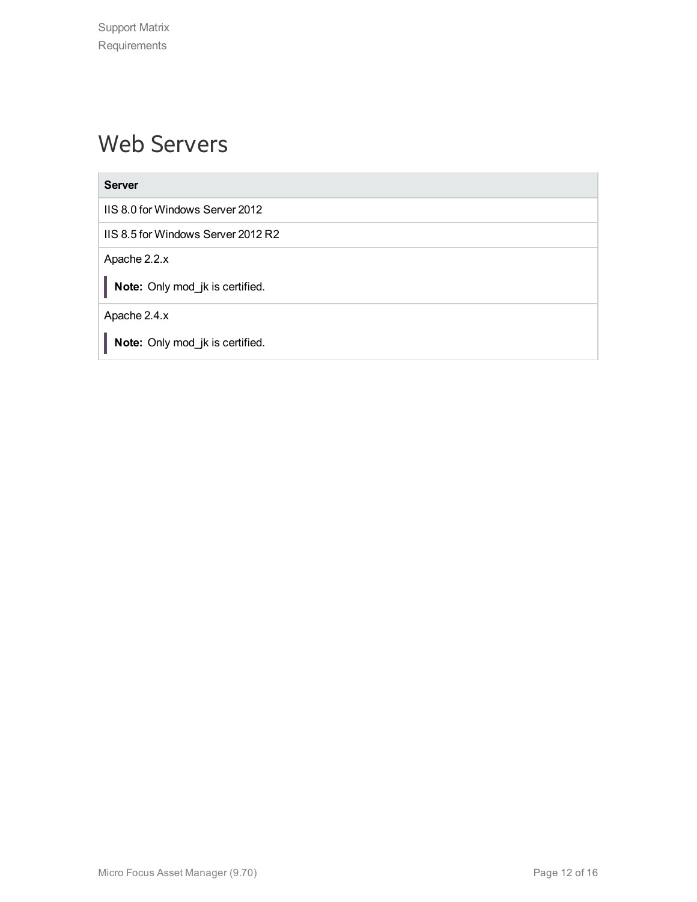# Web Servers

| Server |
| --- |
| IIS 8.0 for Windows Server 2012 |
| IIS 8.5 for Windows Server 2012 R2 |
| Apache 2.2.x<br>**Note:** Only mod_jk is certified. |
| Apache 2.4.x<br>**Note:** Only mod_jk is certified. |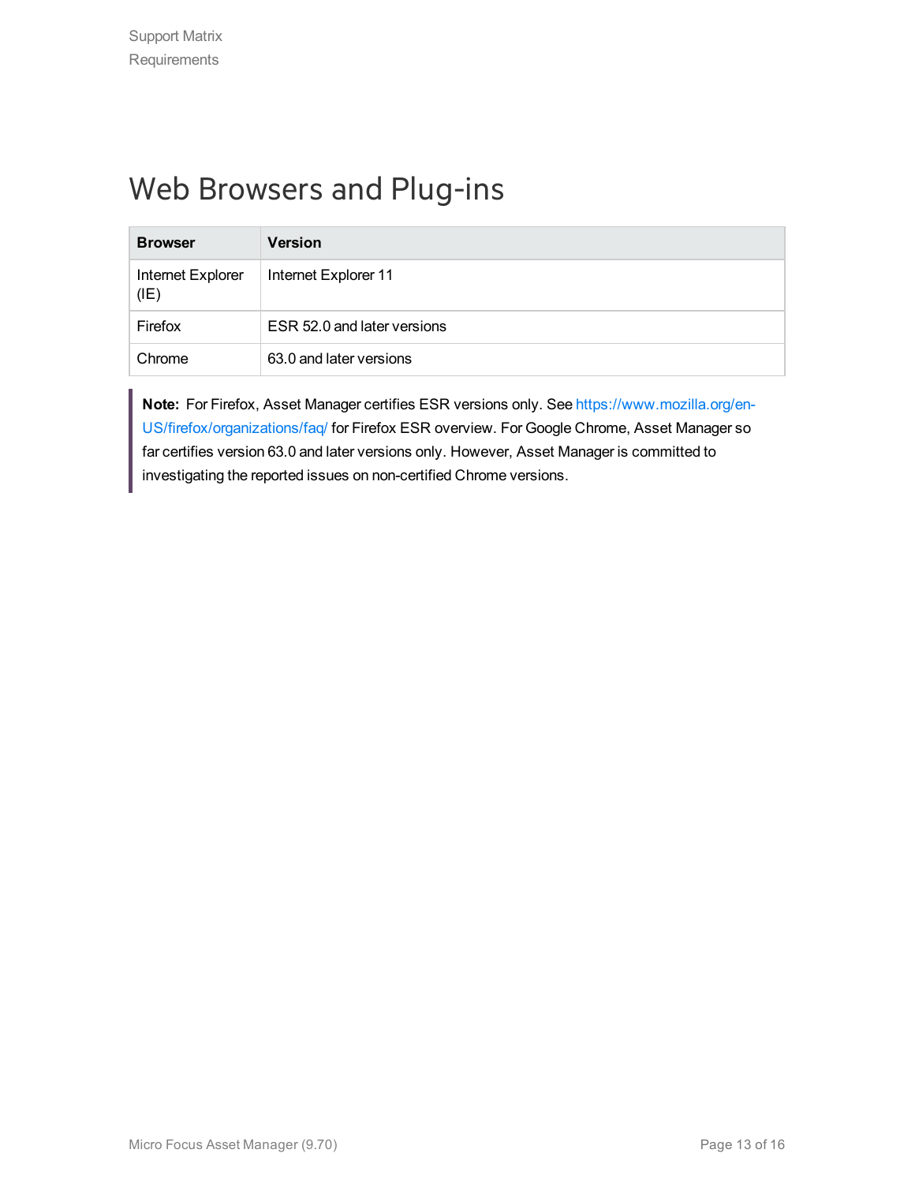# Web Browsers and Plug-ins

| Browser | Version |
| --- | --- |
| Internet Explorer (IE) | Internet Explorer 11 |
| Firefox | ESR 52.0 and later versions |
| Chrome | 63.0 and later versions |

> **Note:** For Firefox, Asset Manager certifies ESR versions only. See https://www.mozilla.org/en-US/firefox/organizations/faq/ for Firefox ESR overview. For Google Chrome, Asset Manager so far certifies version 63.0 and later versions only. However, Asset Manager is committed to investigating the reported issues on non-certified Chrome versions.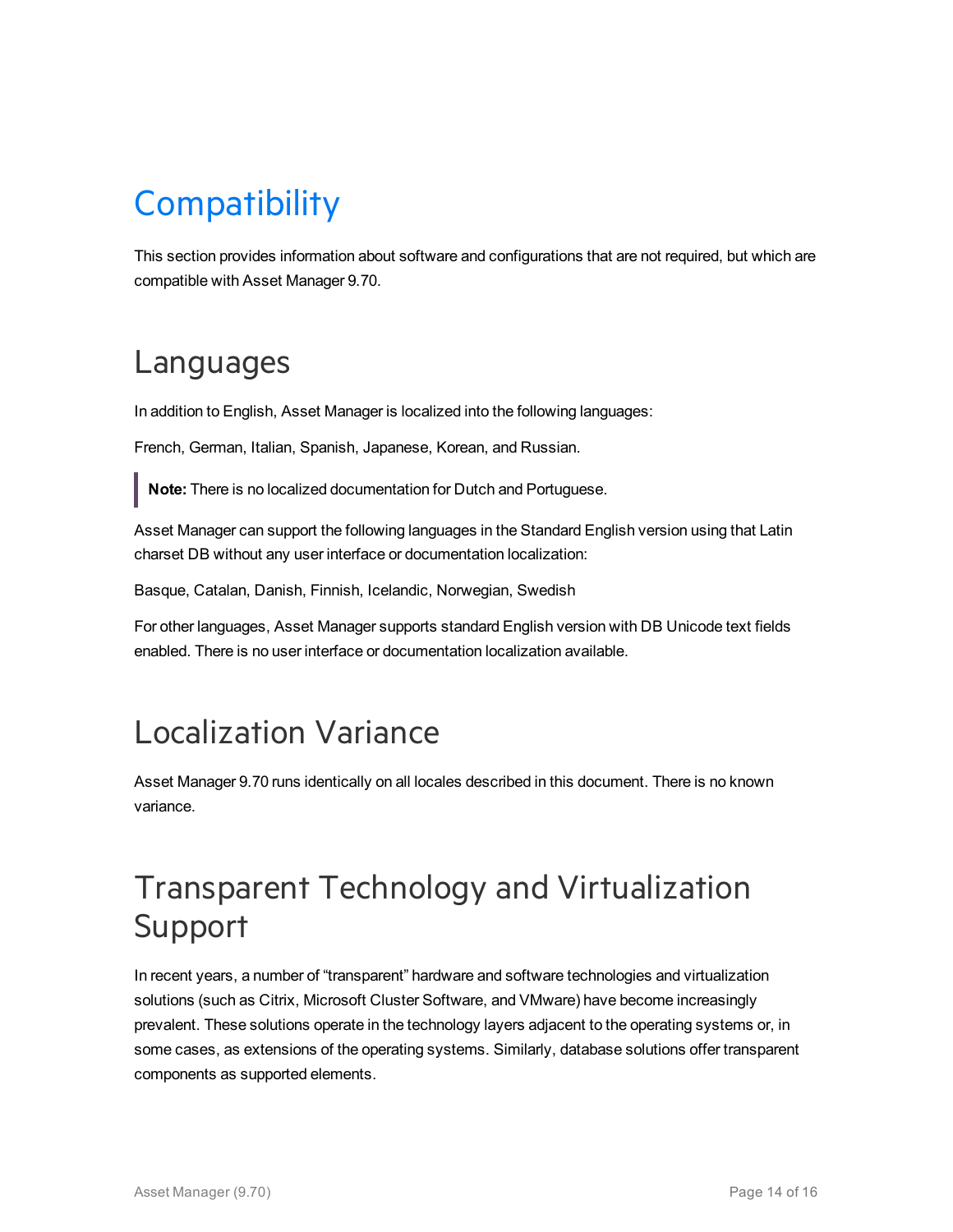# Compatibility

This section provides information about software and configurations that are not required, but which are compatible with Asset Manager 9.70.

## Languages

In addition to English, Asset Manager is localized into the following languages:

French, German, Italian, Spanish, Japanese, Korean, and Russian.

> **Note:** There is no localized documentation for Dutch and Portuguese.

Asset Manager can support the following languages in the Standard English version using that Latin charset DB without any user interface or documentation localization:

Basque, Catalan, Danish, Finnish, Icelandic, Norwegian, Swedish

For other languages, Asset Manager supports standard English version with DB Unicode text fields enabled. There is no user interface or documentation localization available.

## Localization Variance

Asset Manager 9.70 runs identically on all locales described in this document. There is no known variance.

## Transparent Technology and Virtualization Support

In recent years, a number of "transparent" hardware and software technologies and virtualization solutions (such as Citrix, Microsoft Cluster Software, and VMware) have become increasingly prevalent. These solutions operate in the technology layers adjacent to the operating systems or, in some cases, as extensions of the operating systems. Similarly, database solutions offer transparent components as supported elements.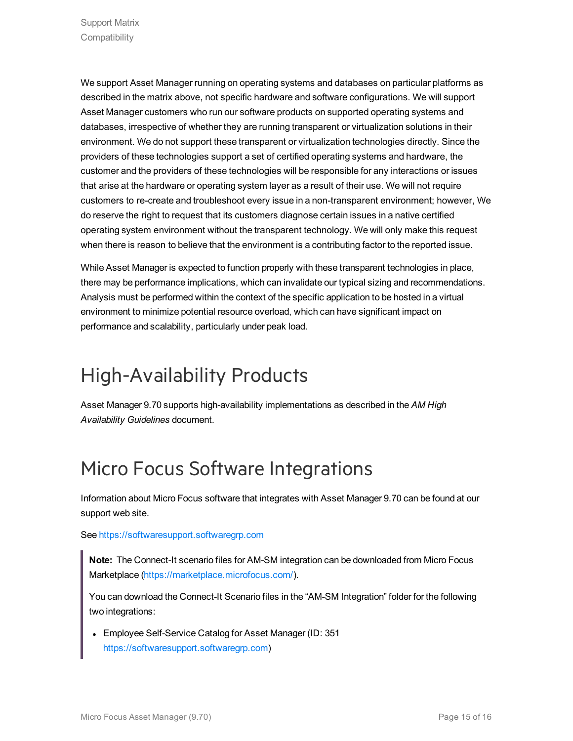We support Asset Manager running on operating systems and databases on particular platforms as described in the matrix above, not specific hardware and software configurations. We will support Asset Manager customers who run our software products on supported operating systems and databases, irrespective of whether they are running transparent or virtualization solutions in their environment. We do not support these transparent or virtualization technologies directly. Since the providers of these technologies support a set of certified operating systems and hardware, the customer and the providers of these technologies will be responsible for any interactions or issues that arise at the hardware or operating system layer as a result of their use. We will not require customers to re-create and troubleshoot every issue in a non-transparent environment; however, We do reserve the right to request that its customers diagnose certain issues in a native certified operating system environment without the transparent technology. We will only make this request when there is reason to believe that the environment is a contributing factor to the reported issue.

While Asset Manager is expected to function properly with these transparent technologies in place, there may be performance implications, which can invalidate our typical sizing and recommendations. Analysis must be performed within the context of the specific application to be hosted in a virtual environment to minimize potential resource overload, which can have significant impact on performance and scalability, particularly under peak load.

# High-Availability Products

Asset Manager 9.70 supports high-availability implementations as described in the *AM High Availability Guidelines* document.

# Micro Focus Software Integrations

Information about Micro Focus software that integrates with Asset Manager 9.70 can be found at our support web site.

See https://softwaresupport.softwaregrp.com

> **Note:** The Connect-It scenario files for AM-SM integration can be downloaded from Micro Focus Marketplace (https://marketplace.microfocus.com/).
>
> You can download the Connect-It Scenario files in the “AM-SM Integration” folder for the following two integrations:
>
> - Employee Self-Service Catalog for Asset Manager (ID: 351 https://softwaresupport.softwaregrp.com)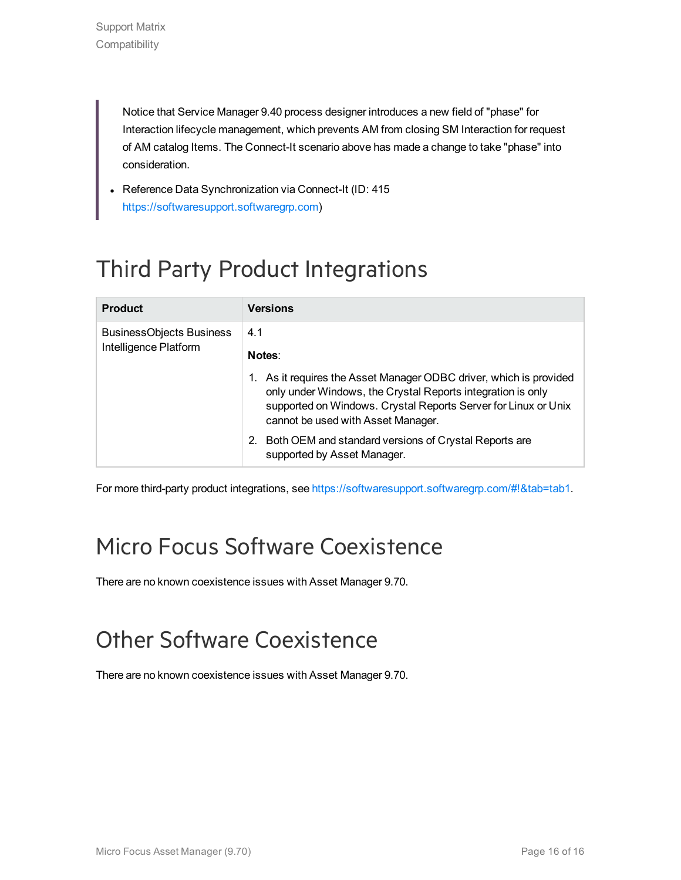Notice that Service Manager 9.40 process designer introduces a new field of "phase" for Interaction lifecycle management, which prevents AM from closing SM Interaction for request of AM catalog Items. The Connect-It scenario above has made a change to take "phase" into consideration.

- Reference Data Synchronization via Connect-It (ID: 415 https://softwaresupport.softwaregrp.com)

## Third Party Product Integrations

| Product | Versions |
| --- | --- |
| BusinessObjects Business Intelligence Platform | 4.1<br><br>**Notes**:<br><br>1. As it requires the Asset Manager ODBC driver, which is provided only under Windows, the Crystal Reports integration is only supported on Windows. Crystal Reports Server for Linux or Unix cannot be used with Asset Manager.<br>2. Both OEM and standard versions of Crystal Reports are supported by Asset Manager. |

For more third-party product integrations, see https://softwaresupport.softwaregrp.com/#!&tab=tab1.

## Micro Focus Software Coexistence

There are no known coexistence issues with Asset Manager 9.70.

## Other Software Coexistence

There are no known coexistence issues with Asset Manager 9.70.